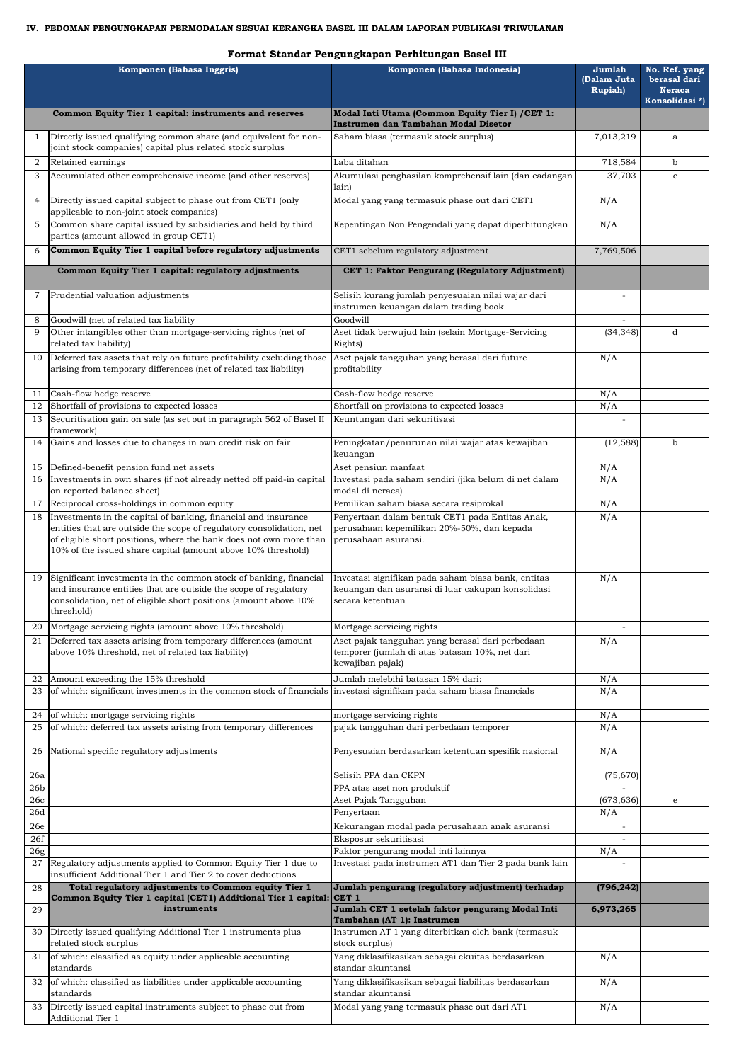## IV. PEDOMAN PENGUNGKAPAN PERMODALAN SESUAI KERANGKA BASEL III DALAM LAPORAN PUBLIKASI TRIWULANAN

### Format Standar Pengungkapan Perhitungan Basel III

| | Komponen (Bahasa Inggris) | Komponen (Bahasa Indonesia) | Jumlah (Dalam Juta Rupiah) | No. Ref. yang berasal dari Neraca Konsolidasi *) |
|---|---|---|---|---|
| | **Common Equity Tier 1 capital: instruments and reserves** | **Modal Inti Utama (Common Equity Tier I) /CET 1: Instrumen dan Tambahan Modal Disetor** | | |
| 1 | Directly issued qualifying common share (and equivalent for non-joint stock companies) capital plus related stock surplus | Saham biasa (termasuk stock surplus) | 7,013,219 | a |
| 2 | Retained earnings | Laba ditahan | 718,584 | b |
| 3 | Accumulated other comprehensive income (and other reserves) | Akumulasi penghasilan komprehensif lain (dan cadangan lain) | 37,703 | c |
| 4 | Directly issued capital subject to phase out from CET1 (only applicable to non-joint stock companies) | Modal yang yang termasuk phase out dari CET1 | N/A | |
| 5 | Common share capital issued by subsidiaries and held by third parties (amount allowed in group CET1) | Kepentingan Non Pengendali yang dapat diperhitungkan | N/A | |
| 6 | **Common Equity Tier 1 capital before regulatory adjustments** | CET1 sebelum regulatory adjustment | 7,769,506 | |
| | **Common Equity Tier 1 capital: regulatory adjustments** | **CET 1: Faktor Pengurang (Regulatory Adjustment)** | | |
| 7 | Prudential valuation adjustments | Selisih kurang jumlah penyesuaian nilai wajar dari instrumen keuangan dalam trading book | - | |
| 8 | Goodwill (net of related tax liability | Goodwill | - | |
| 9 | Other intangibles other than mortgage-servicing rights (net of related tax liability) | Aset tidak berwujud lain (selain Mortgage-Servicing Rights) | (34,348) | d |
| 10 | Deferred tax assets that rely on future profitability excluding those arising from temporary differences (net of related tax liability) | Aset pajak tangguhan yang berasal dari future profitability | N/A | |
| 11 | Cash-flow hedge reserve | Cash-flow hedge reserve | N/A | |
| 12 | Shortfall of provisions to expected losses | Shortfall on provisions to expected losses | N/A | |
| 13 | Securitisation gain on sale (as set out in paragraph 562 of Basel II framework) | Keuntungan dari sekuritisasi | - | |
| 14 | Gains and losses due to changes in own credit risk on fair | Peningkatan/penurunan nilai wajar atas kewajiban keuangan | (12,588) | b |
| 15 | Defined-benefit pension fund net assets | Aset pensiun manfaat | N/A | |
| 16 | Investments in own shares (if not already netted off paid-in capital on reported balance sheet) | Investasi pada saham sendiri (jika belum di net dalam modal di neraca) | N/A | |
| 17 | Reciprocal cross-holdings in common equity | Pemilikan saham biasa secara resiprokal | N/A | |
| 18 | Investments in the capital of banking, financial and insurance entities that are outside the scope of regulatory consolidation, net of eligible short positions, where the bank does not own more than 10% of the issued share capital (amount above 10% threshold) | Penyertaan dalam bentuk CET1 pada Entitas Anak, perusahaan kepemilikan 20%-50%, dan kepada perusahaan asuransi. | N/A | |
| 19 | Significant investments in the common stock of banking, financial and insurance entities that are outside the scope of regulatory consolidation, net of eligible short positions (amount above 10% threshold) | Investasi signifikan pada saham biasa bank, entitas keuangan dan asuransi di luar cakupan konsolidasi secara ketentuan | N/A | |
| 20 | Mortgage servicing rights (amount above 10% threshold) | Mortgage servicing rights | - | |
| 21 | Deferred tax assets arising from temporary differences (amount above 10% threshold, net of related tax liability) | Aset pajak tangguhan yang berasal dari perbedaan temporer (jumlah di atas batasan 10%, net dari kewajiban pajak) | N/A | |
| 22 | Amount exceeding the 15% threshold | Jumlah melebihi batasan 15% dari: | N/A | |
| 23 | of which: significant investments in the common stock of financials | investasi signifikan pada saham biasa financials | N/A | |
| 24 | of which: mortgage servicing rights | mortgage servicing rights | N/A | |
| 25 | of which: deferred tax assets arising from temporary differences | pajak tangguhan dari perbedaan temporer | N/A | |
| 26 | National specific regulatory adjustments | Penyesuaian berdasarkan ketentuan spesifik nasional | N/A | |
| 26a | | Selisih PPA dan CKPN | (75,670) | |
| 26b | | PPA atas aset non produktif | - | |
| 26c | | Aset Pajak Tangguhan | (673,636) | e |
| 26d | | Penyertaan | N/A | |
| 26e | | Kekurangan modal pada perusahaan anak asuransi | - | |
| 26f | | Eksposur sekuritisasi | - | |
| 26g | | Faktor pengurang modal inti lainnya | N/A | |
| 27 | Regulatory adjustments applied to Common Equity Tier 1 due to insufficient Additional Tier 1 and Tier 2 to cover deductions | Investasi pada instrumen AT1 dan Tier 2 pada bank lain | - | |
| 28 | **Total regulatory adjustments to Common equity Tier 1** | **Jumlah pengurang (regulatory adjustment) terhadap CET 1** | **(796,242)** | |
| 29 | **Common Equity Tier 1 capital (CET1) Additional Tier 1 capital: instruments** | **Jumlah CET 1 setelah faktor pengurang Modal Inti Tambahan (AT 1): Instrumen** | **6,973,265** | |
| 30 | Directly issued qualifying Additional Tier 1 instruments plus related stock surplus | Instrumen AT 1 yang diterbitkan oleh bank (termasuk stock surplus) | | |
| 31 | of which: classified as equity under applicable accounting standards | Yang diklasifikasikan sebagai ekuitas berdasarkan standar akuntansi | N/A | |
| 32 | of which: classified as liabilities under applicable accounting standards | Yang diklasifikasikan sebagai liabilitas berdasarkan standar akuntansi | N/A | |
| 33 | Directly issued capital instruments subject to phase out from Additional Tier 1 | Modal yang yang termasuk phase out dari AT1 | N/A | |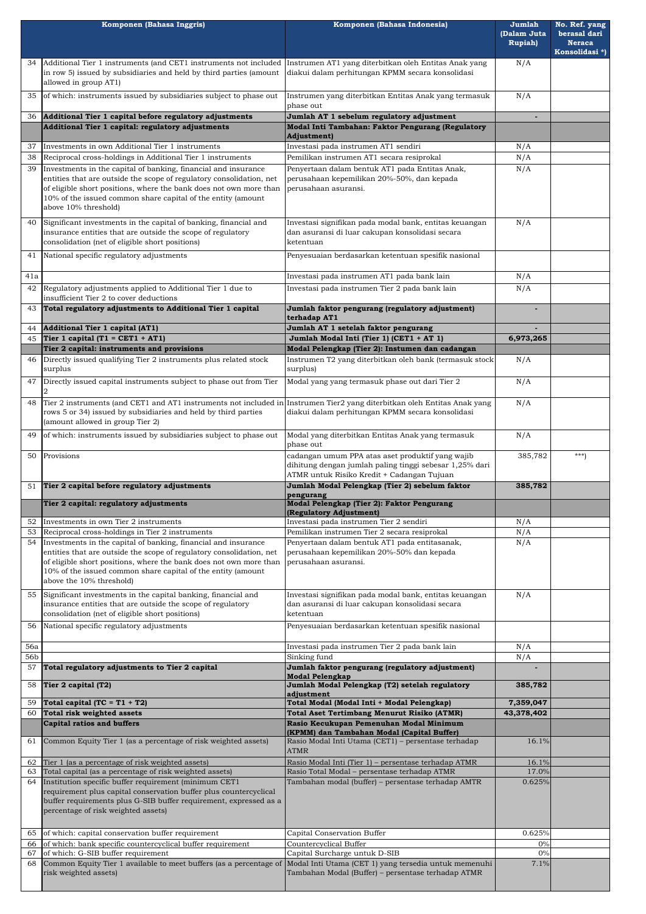| | Komponen (Bahasa Inggris) | Komponen (Bahasa Indonesia) | Jumlah (Dalam Juta Rupiah) | No. Ref. yang berasal dari Neraca Konsolidasi *) |
|---|---|---|---|---|
| 34 | Additional Tier 1 instruments (and CET1 instruments not included in row 5) issued by subsidiaries and held by third parties (amount allowed in group AT1) | Instrumen AT1 yang diterbitkan oleh Entitas Anak yang diakui dalam perhitungan KPMM secara konsolidasi | N/A | |
| 35 | of which: instruments issued by subsidiaries subject to phase out | Instrumen yang diterbitkan Entitas Anak yang termasuk phase out | N/A | |
| 36 | **Additional Tier 1 capital before regulatory adjustments** | **Jumlah AT 1 sebelum regulatory adjustment** | - | |
| | **Additional Tier 1 capital: regulatory adjustments** | **Modal Inti Tambahan: Faktor Pengurang (Regulatory Adjustment)** | | |
| 37 | Investments in own Additional Tier 1 instruments | Investasi pada instrumen AT1 sendiri | N/A | |
| 38 | Reciprocal cross-holdings in Additional Tier 1 instruments | Pemilikan instrumen AT1 secara resiprokal | N/A | |
| 39 | Investments in the capital of banking, financial and insurance entities that are outside the scope of regulatory consolidation, net of eligible short positions, where the bank does not own more than 10% of the issued common share capital of the entity (amount above 10% threshold) | Penyertaan dalam bentuk AT1 pada Entitas Anak, perusahaan kepemilikan 20%-50%, dan kepada perusahaan asuransi. | N/A | |
| 40 | Significant investments in the capital of banking, financial and insurance entities that are outside the scope of regulatory consolidation (net of eligible short positions) | Investasi signifikan pada modal bank, entitas keuangan dan asuransi di luar cakupan konsolidasi secara ketentuan | N/A | |
| 41 | National specific regulatory adjustments | Penyesuaian berdasarkan ketentuan spesifik nasional | | |
| 41a | | Investasi pada instrumen AT1 pada bank lain | N/A | |
| 42 | Regulatory adjustments applied to Additional Tier 1 due to insufficient Tier 2 to cover deductions | Investasi pada instrumen Tier 2 pada bank lain | N/A | |
| 43 | **Total regulatory adjustments to Additional Tier 1 capital** | **Jumlah faktor pengurang (regulatory adjustment) terhadap AT1** | - | |
| 44 | **Additional Tier 1 capital (AT1)** | **Jumlah AT 1 setelah faktor pengurang** | - | |
| 45 | **Tier 1 capital (T1 = CET1 + AT1)** | **Jumlah Modal Inti (Tier 1) (CET1 + AT 1)** | **6,973,265** | |
| | **Tier 2 capital: instruments and provisions** | **Modal Pelengkap (Tier 2): Instumen dan cadangan** | | |
| 46 | Directly issued qualifying Tier 2 instruments plus related stock surplus | Instrumen T2 yang diterbitkan oleh bank (termasuk stock surplus) | N/A | |
| 47 | Directly issued capital instruments subject to phase out from Tier 2 | Modal yang yang termasuk phase out dari Tier 2 | N/A | |
| 48 | Tier 2 instruments (and CET1 and AT1 instruments not included in rows 5 or 34) issued by subsidiaries and held by third parties (amount allowed in group Tier 2) | Instrumen Tier2 yang diterbitkan oleh Entitas Anak yang diakui dalam perhitungan KPMM secara konsolidasi | N/A | |
| 49 | of which: instruments issued by subsidiaries subject to phase out | Modal yang diterbitkan Entitas Anak yang termasuk phase out | N/A | |
| 50 | Provisions | cadangan umum PPA atas aset produktif yang wajib dihitung dengan jumlah paling tinggi sebesar 1,25% dari ATMR untuk Risiko Kredit + Cadangan Tujuan | 385,782 | ***) |
| 51 | **Tier 2 capital before regulatory adjustments** | **Jumlah Modal Pelengkap (Tier 2) sebelum faktor pengurang** | **385,782** | |
| | **Tier 2 capital: regulatory adjustments** | **Modal Pelengkap (Tier 2): Faktor Pengurang (Regulatory Adjustment)** | | |
| 52 | Investments in own Tier 2 instruments | Investasi pada instrumen Tier 2 sendiri | N/A | |
| 53 | Reciprocal cross-holdings in Tier 2 instruments | Pemilikan instrumen Tier 2 secara resiprokal | N/A | |
| 54 | Investments in the capital of banking, financial and insurance entities that are outside the scope of regulatory consolidation, net of eligible short positions, where the bank does not own more than 10% of the issued common share capital of the entity (amount above the 10% threshold) | Penyertaan dalam bentuk AT1 pada entitasanak, perusahaan kepemilikan 20%-50% dan kepada perusahaan asuransi. | N/A | |
| 55 | Significant investments in the capital banking, financial and insurance entities that are outside the scope of regulatory consolidation (net of eligible short positions) | Investasi signifikan pada modal bank, entitas keuangan dan asuransi di luar cakupan konsolidasi secara ketentuan | N/A | |
| 56 | National specific regulatory adjustments | Penyesuaian berdasarkan ketentuan spesifik nasional | | |
| 56a | | Investasi pada instrumen Tier 2 pada bank lain | N/A | |
| 56b | | Sinking fund | N/A | |
| 57 | **Total regulatory adjustments to Tier 2 capital** | **Jumlah faktor pengurang (regulatory adjustment) Modal Pelengkap** | - | |
| 58 | **Tier 2 capital (T2)** | **Jumlah Modal Pelengkap (T2) setelah regulatory adjustment** | **385,782** | |
| 59 | **Total capital (TC = T1 + T2)** | **Total Modal (Modal Inti + Modal Pelengkap)** | **7,359,047** | |
| 60 | **Total risk weighted assets** | **Total Aset Tertimbang Menurut Risiko (ATMR)** | **43,378,402** | |
| | **Capital ratios and buffers** | **Rasio Kecukupan Pemenuhan Modal Minimum (KPMM) dan Tambahan Modal (Capital Buffer)** | | |
| 61 | Common Equity Tier 1 (as a percentage of risk weighted assets) | Rasio Modal Inti Utama (CET1) – persentase terhadap ATMR | 16.1% | |
| 62 | Tier 1 (as a percentage of risk weighted assets) | Rasio Modal Inti (Tier 1) – persentase terhadap ATMR | 16.1% | |
| 63 | Total capital (as a percentage of risk weighted assets) | Rasio Total Modal – persentase terhadap ATMR | 17.0% | |
| 64 | Institution specific buffer requirement (minimum CET1 requirement plus capital conservation buffer plus countercyclical buffer requirements plus G-SIB buffer requirement, expressed as a percentage of risk weighted assets) | Tambahan modal (buffer) – persentase terhadap AMTR | 0.625% | |
| 65 | of which: capital conservation buffer requirement | Capital Conservation Buffer | 0.625% | |
| 66 | of which: bank specific countercyclical buffer requirement | Countercyclical Buffer | 0% | |
| 67 | of which: G-SIB buffer requirement | Capital Surcharge untuk D-SIB | 0% | |
| 68 | Common Equity Tier 1 available to meet buffers (as a percentage of risk weighted assets) | Modal Inti Utama (CET 1) yang tersedia untuk memenuhi Tambahan Modal (Buffer) – persentase terhadap ATMR | 7.1% | |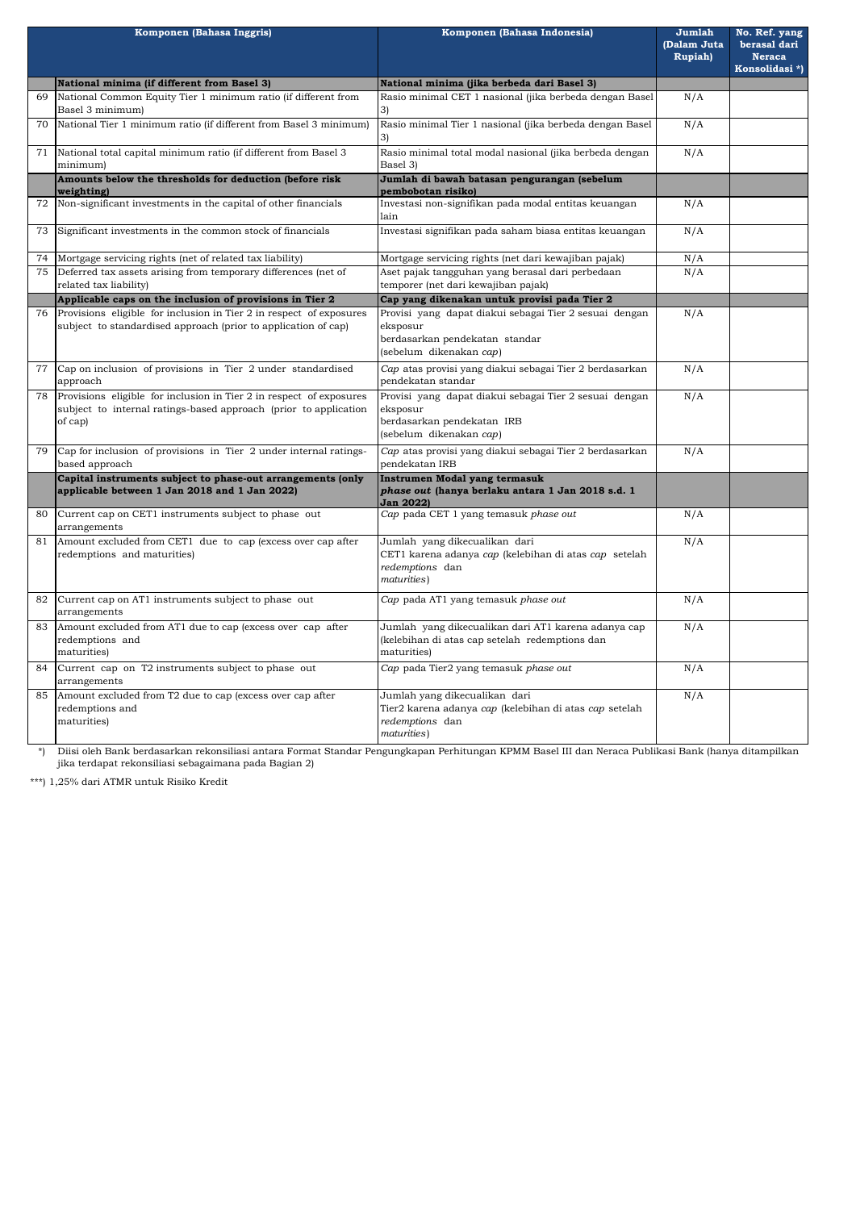| | Komponen (Bahasa Inggris) | Komponen (Bahasa Indonesia) | Jumlah (Dalam Juta Rupiah) | No. Ref. yang berasal dari Neraca Konsolidasi *) |
|---|---|---|---|---|
| | **National minima (if different from Basel 3)** | **National minima (jika berbeda dari Basel 3)** | | |
| 69 | National Common Equity Tier 1 minimum ratio (if different from Basel 3 minimum) | Rasio minimal CET 1 nasional (jika berbeda dengan Basel 3) | N/A | |
| 70 | National Tier 1 minimum ratio (if different from Basel 3 minimum) | Rasio minimal Tier 1 nasional (jika berbeda dengan Basel 3) | N/A | |
| 71 | National total capital minimum ratio (if different from Basel 3 minimum) | Rasio minimal total modal nasional (jika berbeda dengan Basel 3) | N/A | |
| | **Amounts below the thresholds for deduction (before risk weighting)** | **Jumlah di bawah batasan pengurangan (sebelum pembobotan risiko)** | | |
| 72 | Non-significant investments in the capital of other financials | Investasi non-signifikan pada modal entitas keuangan lain | N/A | |
| 73 | Significant investments in the common stock of financials | Investasi signifikan pada saham biasa entitas keuangan | N/A | |
| 74 | Mortgage servicing rights (net of related tax liability) | Mortgage servicing rights (net dari kewajiban pajak) | N/A | |
| 75 | Deferred tax assets arising from temporary differences (net of related tax liability) | Aset pajak tangguhan yang berasal dari perbedaan temporer (net dari kewajiban pajak) | N/A | |
| | **Applicable caps on the inclusion of provisions in Tier 2** | **Cap yang dikenakan untuk provisi pada Tier 2** | | |
| 76 | Provisions eligible for inclusion in Tier 2 in respect of exposures subject to standardised approach (prior to application of cap) | Provisi yang dapat diakui sebagai Tier 2 sesuai dengan eksposur berdasarkan pendekatan standar (sebelum dikenakan *cap*) | N/A | |
| 77 | Cap on inclusion of provisions in Tier 2 under standardised approach | *Cap* atas provisi yang diakui sebagai Tier 2 berdasarkan pendekatan standar | N/A | |
| 78 | Provisions eligible for inclusion in Tier 2 in respect of exposures subject to internal ratings-based approach (prior to application of cap) | Provisi yang dapat diakui sebagai Tier 2 sesuai dengan eksposur berdasarkan pendekatan IRB (sebelum dikenakan *cap*) | N/A | |
| 79 | Cap for inclusion of provisions in Tier 2 under internal ratings-based approach | *Cap* atas provisi yang diakui sebagai Tier 2 berdasarkan pendekatan IRB | N/A | |
| | **Capital instruments subject to phase-out arrangements (only applicable between 1 Jan 2018 and 1 Jan 2022)** | **Instrumen Modal yang termasuk *phase out* (hanya berlaku antara 1 Jan 2018 s.d. 1 Jan 2022)** | | |
| 80 | Current cap on CET1 instruments subject to phase out arrangements | *Cap* pada CET 1 yang temasuk *phase out* | N/A | |
| 81 | Amount excluded from CET1 due to cap (excess over cap after redemptions and maturities) | Jumlah yang dikecualikan dari CET1 karena adanya *cap* (kelebihan di atas *cap* setelah *redemptions* dan *maturities*) | N/A | |
| 82 | Current cap on AT1 instruments subject to phase out arrangements | *Cap* pada AT1 yang temasuk *phase out* | N/A | |
| 83 | Amount excluded from AT1 due to cap (excess over cap after redemptions and maturities) | Jumlah yang dikecualikan dari AT1 karena adanya cap (kelebihan di atas cap setelah redemptions dan maturities) | N/A | |
| 84 | Current cap on T2 instruments subject to phase out arrangements | *Cap* pada Tier2 yang temasuk *phase out* | N/A | |
| 85 | Amount excluded from T2 due to cap (excess over cap after redemptions and maturities) | Jumlah yang dikecualikan dari Tier2 karena adanya *cap* (kelebihan di atas *cap* setelah *redemptions* dan *maturities*) | N/A | |

*) Diisi oleh Bank berdasarkan rekonsiliasi antara Format Standar Pengungkapan Perhitungan KPMM Basel III dan Neraca Publikasi Bank (hanya ditampilkan jika terdapat rekonsiliasi sebagaimana pada Bagian 2)

***) 1,25% dari ATMR untuk Risiko Kredit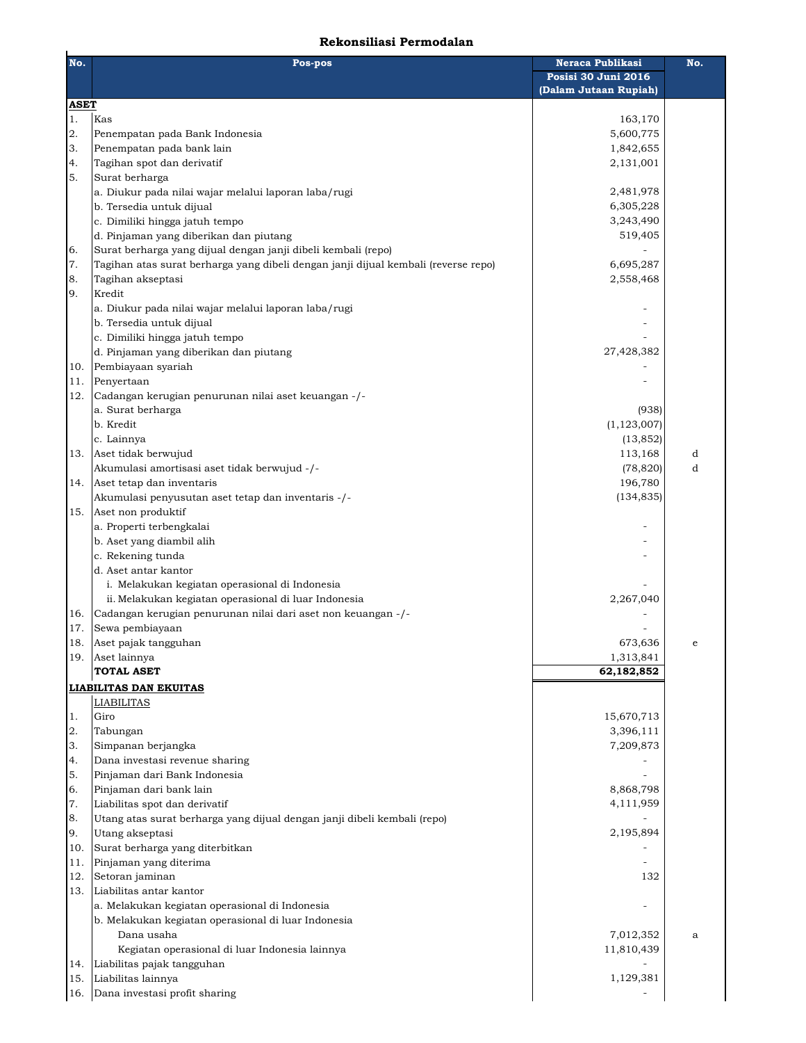# Rekonsiliasi Permodalan

| No. | Pos-pos | Neraca Publikasi Posisi 30 Juni 2016 (Dalam Jutaan Rupiah) | No. |
|---|---|---|---|
| **ASET** | | | |
| 1. | Kas | 163,170 | |
| 2. | Penempatan pada Bank Indonesia | 5,600,775 | |
| 3. | Penempatan pada bank lain | 1,842,655 | |
| 4. | Tagihan spot dan derivatif | 2,131,001 | |
| 5. | Surat berharga | | |
| | a. Diukur pada nilai wajar melalui laporan laba/rugi | 2,481,978 | |
| | b. Tersedia untuk dijual | 6,305,228 | |
| | c. Dimiliki hingga jatuh tempo | 3,243,490 | |
| | d. Pinjaman yang diberikan dan piutang | 519,405 | |
| 6. | Surat berharga yang dijual dengan janji dibeli kembali (repo) | - | |
| 7. | Tagihan atas surat berharga yang dibeli dengan janji dijual kembali (reverse repo) | 6,695,287 | |
| 8. | Tagihan akseptasi | 2,558,468 | |
| 9. | Kredit | | |
| | a. Diukur pada nilai wajar melalui laporan laba/rugi | - | |
| | b. Tersedia untuk dijual | - | |
| | c. Dimiliki hingga jatuh tempo | - | |
| | d. Pinjaman yang diberikan dan piutang | 27,428,382 | |
| 10. | Pembiayaan syariah | - | |
| 11. | Penyertaan | - | |
| 12. | Cadangan kerugian penurunan nilai aset keuangan -/- | | |
| | a. Surat berharga | (938) | |
| | b. Kredit | (1,123,007) | |
| | c. Lainnya | (13,852) | |
| 13. | Aset tidak berwujud | 113,168 | d |
| | Akumulasi amortisasi aset tidak berwujud -/- | (78,820) | d |
| 14. | Aset tetap dan inventaris | 196,780 | |
| | Akumulasi penyusutan aset tetap dan inventaris -/- | (134,835) | |
| 15. | Aset non produktif | | |
| | a. Properti terbengkalai | - | |
| | b. Aset yang diambil alih | - | |
| | c. Rekening tunda | - | |
| | d. Aset antar kantor | | |
| | i. Melakukan kegiatan operasional di Indonesia | - | |
| | ii. Melakukan kegiatan operasional di luar Indonesia | 2,267,040 | |
| 16. | Cadangan kerugian penurunan nilai dari aset non keuangan -/- | - | |
| 17. | Sewa pembiayaan | - | |
| 18. | Aset pajak tangguhan | 673,636 | e |
| 19. | Aset lainnya | 1,313,841 | |
| | **TOTAL ASET** | **62,182,852** | |
| **LIABILITAS DAN EKUITAS** | | | |
| | LIABILITAS | | |
| 1. | Giro | 15,670,713 | |
| 2. | Tabungan | 3,396,111 | |
| 3. | Simpanan berjangka | 7,209,873 | |
| 4. | Dana investasi revenue sharing | - | |
| 5. | Pinjaman dari Bank Indonesia | - | |
| 6. | Pinjaman dari bank lain | 8,868,798 | |
| 7. | Liabilitas spot dan derivatif | 4,111,959 | |
| 8. | Utang atas surat berharga yang dijual dengan janji dibeli kembali (repo) | - | |
| 9. | Utang akseptasi | 2,195,894 | |
| 10. | Surat berharga yang diterbitkan | - | |
| 11. | Pinjaman yang diterima | - | |
| 12. | Setoran jaminan | 132 | |
| 13. | Liabilitas antar kantor | | |
| | a. Melakukan kegiatan operasional di Indonesia | - | |
| | b. Melakukan kegiatan operasional di luar Indonesia | | |
| | Dana usaha | 7,012,352 | a |
| | Kegiatan operasional di luar Indonesia lainnya | 11,810,439 | |
| 14. | Liabilitas pajak tangguhan | - | |
| 15. | Liabilitas lainnya | 1,129,381 | |
| 16. | Dana investasi profit sharing | - | |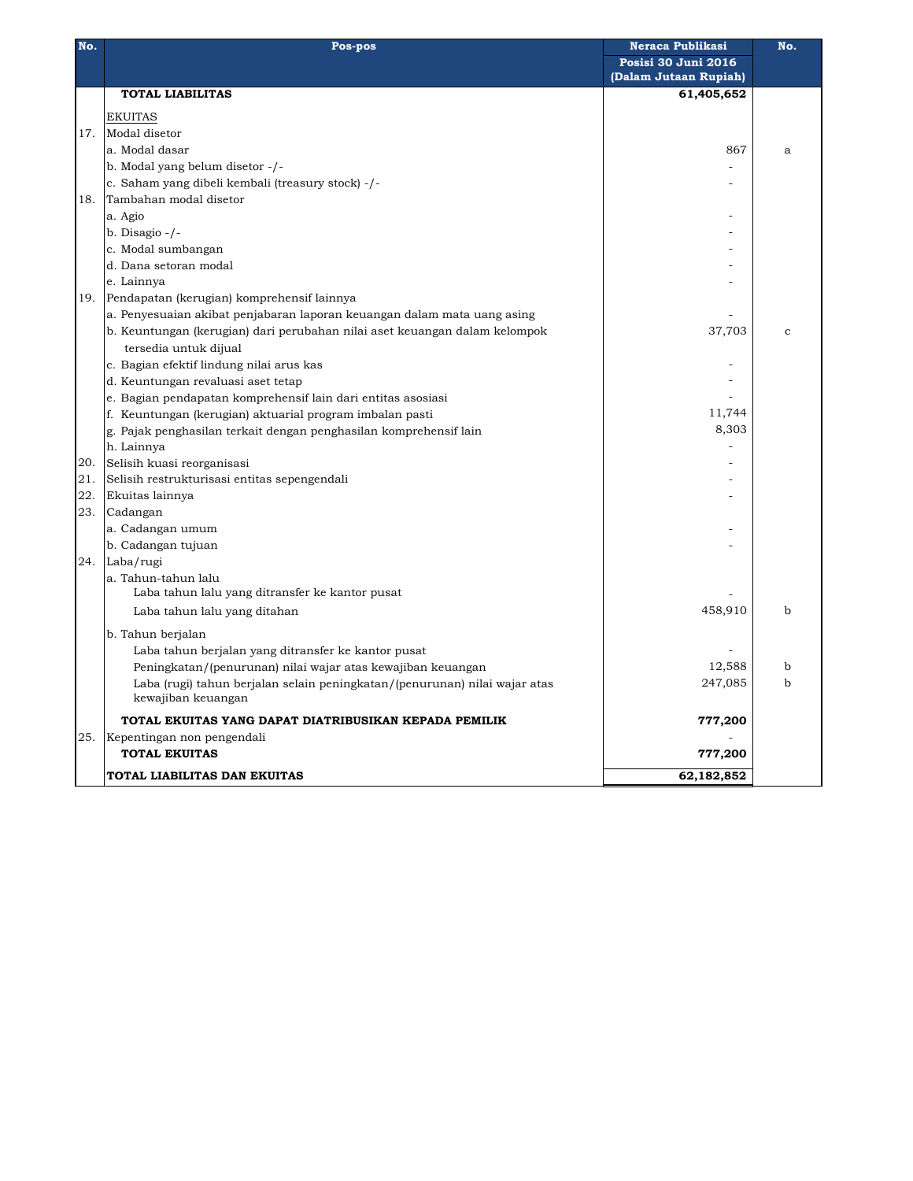| No. | Pos-pos | Neraca Publikasi | No. |
|---|---|---|---|
| | | Posisi 30 Juni 2016 (Dalam Jutaan Rupiah) | |
| | **TOTAL LIABILITAS** | **61,405,652** | |
| | EKUITAS | | |
| 17. | Modal disetor | | |
| | a. Modal dasar | 867 | a |
| | b. Modal yang belum disetor -/- | - | |
| | c. Saham yang dibeli kembali (treasury stock) -/- | - | |
| 18. | Tambahan modal disetor | | |
| | a. Agio | - | |
| | b. Disagio -/- | - | |
| | c. Modal sumbangan | - | |
| | d. Dana setoran modal | - | |
| | e. Lainnya | - | |
| 19. | Pendapatan (kerugian) komprehensif lainnya | | |
| | a. Penyesuaian akibat penjabaran laporan keuangan dalam mata uang asing | - | |
| | b. Keuntungan (kerugian) dari perubahan nilai aset keuangan dalam kelompok tersedia untuk dijual | 37,703 | c |
| | c. Bagian efektif lindung nilai arus kas | - | |
| | d. Keuntungan revaluasi aset tetap | - | |
| | e. Bagian pendapatan komprehensif lain dari entitas asosiasi | - | |
| | f. Keuntungan (kerugian) aktuarial program imbalan pasti | 11,744 | |
| | g. Pajak penghasilan terkait dengan penghasilan komprehensif lain | 8,303 | |
| | h. Lainnya | - | |
| 20. | Selisih kuasi reorganisasi | - | |
| 21. | Selisih restrukturisasi entitas sepengendali | - | |
| 22. | Ekuitas lainnya | - | |
| 23. | Cadangan | | |
| | a. Cadangan umum | - | |
| | b. Cadangan tujuan | - | |
| 24. | Laba/rugi | | |
| | a. Tahun-tahun lalu | | |
| | Laba tahun lalu yang ditransfer ke kantor pusat | - | |
| | Laba tahun lalu yang ditahan | 458,910 | b |
| | b. Tahun berjalan | | |
| | Laba tahun berjalan yang ditransfer ke kantor pusat | - | |
| | Peningkatan/(penurunan) nilai wajar atas kewajiban keuangan | 12,588 | b |
| | Laba (rugi) tahun berjalan selain peningkatan/(penurunan) nilai wajar atas kewajiban keuangan | 247,085 | b |
| | **TOTAL EKUITAS YANG DAPAT DIATRIBUSIKAN KEPADA PEMILIK** | **777,200** | |
| 25. | Kepentingan non pengendali | - | |
| | **TOTAL EKUITAS** | **777,200** | |
| | **TOTAL LIABILITAS DAN EKUITAS** | **62,182,852** | |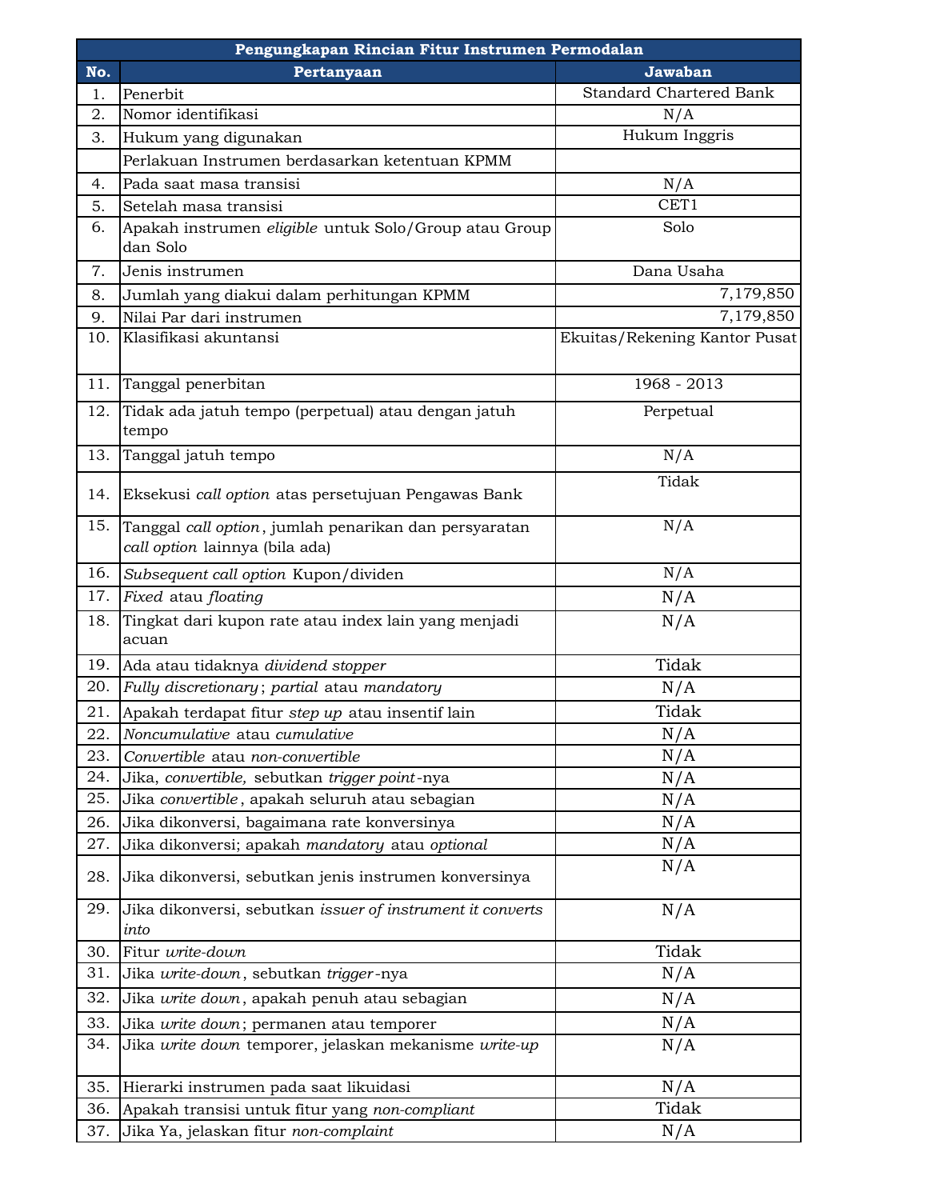| Pengungkapan Rincian Fitur Instrumen Permodalan | | |
|---|---|---|
| **No.** | **Pertanyaan** | **Jawaban** |
| 1. | Penerbit | Standard Chartered Bank |
| 2. | Nomor identifikasi | N/A |
| 3. | Hukum yang digunakan | Hukum Inggris |
| | Perlakuan Instrumen berdasarkan ketentuan KPMM | |
| 4. | Pada saat masa transisi | N/A |
| 5. | Setelah masa transisi | CET1 |
| 6. | Apakah instrumen *eligible* untuk Solo/Group atau Group dan Solo | Solo |
| 7. | Jenis instrumen | Dana Usaha |
| 8. | Jumlah yang diakui dalam perhitungan KPMM | 7,179,850 |
| 9. | Nilai Par dari instrumen | 7,179,850 |
| 10. | Klasifikasi akuntansi | Ekuitas/Rekening Kantor Pusat |
| 11. | Tanggal penerbitan | 1968 - 2013 |
| 12. | Tidak ada jatuh tempo (perpetual) atau dengan jatuh tempo | Perpetual |
| 13. | Tanggal jatuh tempo | N/A |
| 14. | Eksekusi *call option* atas persetujuan Pengawas Bank | Tidak |
| 15. | Tanggal *call option*, jumlah penarikan dan persyaratan *call option* lainnya (bila ada) | N/A |
| 16. | *Subsequent call option* Kupon/dividen | N/A |
| 17. | *Fixed* atau *floating* | N/A |
| 18. | Tingkat dari kupon rate atau index lain yang menjadi acuan | N/A |
| 19. | Ada atau tidaknya *dividend stopper* | Tidak |
| 20. | *Fully discretionary*; *partial* atau *mandatory* | N/A |
| 21. | Apakah terdapat fitur *step up* atau insentif lain | Tidak |
| 22. | *Noncumulative* atau *cumulative* | N/A |
| 23. | *Convertible* atau *non-convertible* | N/A |
| 24. | Jika, *convertible,* sebutkan *trigger point*-nya | N/A |
| 25. | Jika *convertible*, apakah seluruh atau sebagian | N/A |
| 26. | Jika dikonversi, bagaimana rate konversinya | N/A |
| 27. | Jika dikonversi; apakah *mandatory* atau *optional* | N/A |
| 28. | Jika dikonversi, sebutkan jenis instrumen konversinya | N/A |
| 29. | Jika dikonversi, sebutkan *issuer of instrument it converts into* | N/A |
| 30. | Fitur *write-down* | Tidak |
| 31. | Jika *write-down*, sebutkan *trigger*-nya | N/A |
| 32. | Jika *write down*, apakah penuh atau sebagian | N/A |
| 33. | Jika *write down*; permanen atau temporer | N/A |
| 34. | Jika *write down* temporer, jelaskan mekanisme *write-up* | N/A |
| 35. | Hierarki instrumen pada saat likuidasi | N/A |
| 36. | Apakah transisi untuk fitur yang *non-compliant* | Tidak |
| 37. | Jika Ya, jelaskan fitur *non-complaint* | N/A |